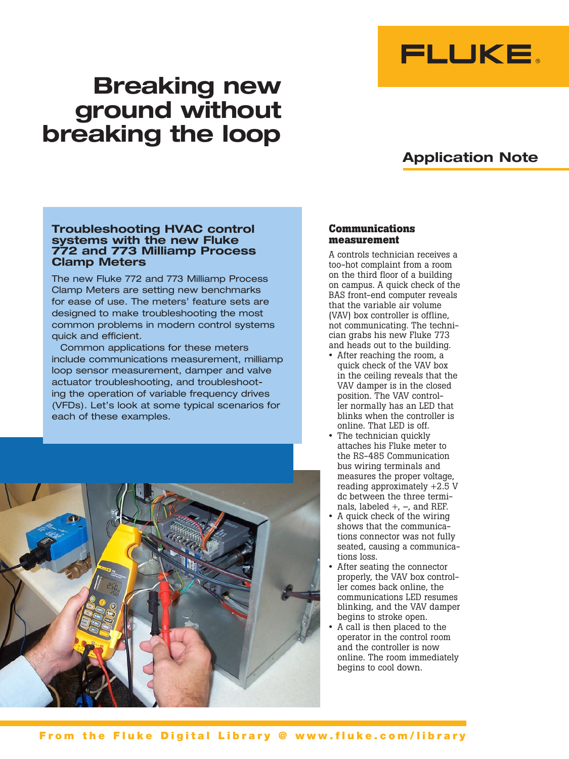# Breaking new ground without breaking the loop

## Application Note

### Troubleshooting HVAC control systems with the new Fluke 772 and 773 Milliamp Process Clamp Meters

The new Fluke 772 and 773 Milliamp Process Clamp Meters are setting new benchmarks for ease of use. The meters' feature sets are designed to make troubleshooting the most common problems in modern control systems quick and efficient.

Common applications for these meters include communications measurement, milliamp loop sensor measurement, damper and valve actuator troubleshooting, and troubleshooting the operation of variable frequency drives (VFDs). Let's look at some typical scenarios for each of these examples.

### Communications measurement

A controls technician receives a too-hot complaint from a room on the third floor of a building on campus. A quick check of the BAS front-end computer reveals that the variable air volume (VAV) box controller is offline, not communicating. The technician grabs his new Fluke 773 and heads out to the building.

- After reaching the room, a quick check of the VAV box in the ceiling reveals that the VAV damper is in the closed position. The VAV controller normally has an LED that blinks when the controller is online. That LED is off.
- The technician quickly attaches his Fluke meter to the RS-485 Communication bus wiring terminals and measures the proper voltage, reading approximately +2.5 V dc between the three terminals, labeled +, –, and REF.
- A quick check of the wiring shows that the communications connector was not fully seated, causing a communications loss.
- After seating the connector properly, the VAV box controller comes back online, the communications LED resumes blinking, and the VAV damper begins to stroke open.
- A call is then placed to the operator in the control room and the controller is now online. The room immediately begins to cool down.

From the Fluke Digital Library @ www.fluke.com/library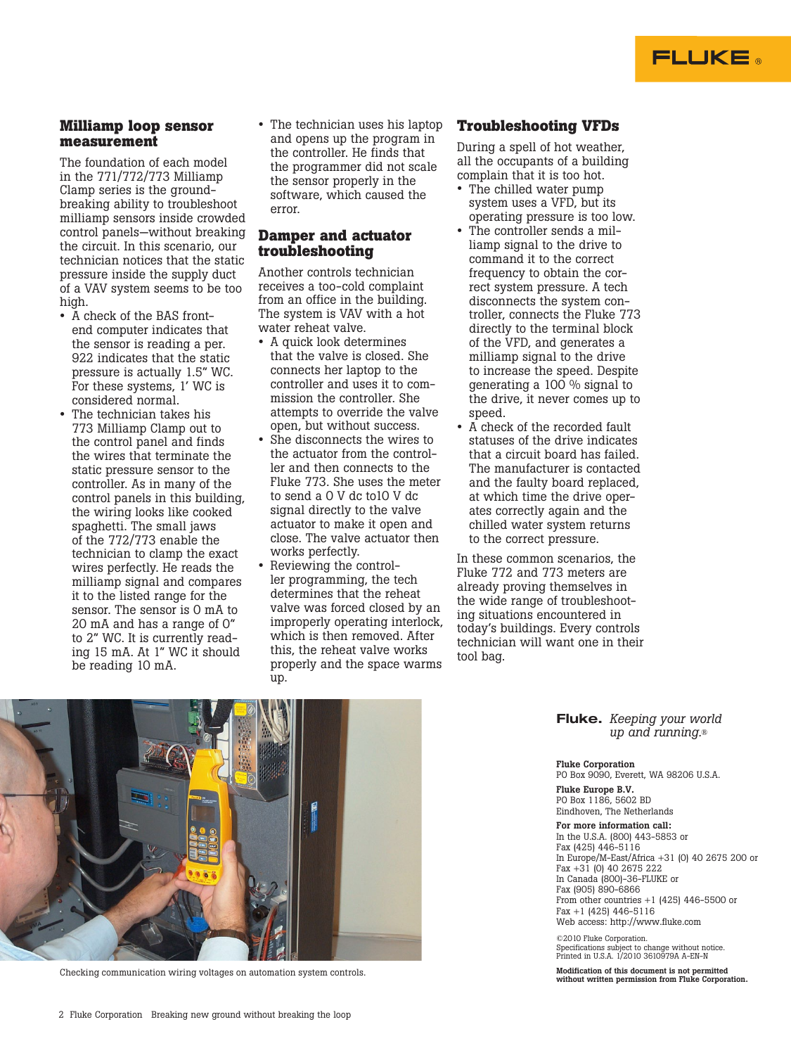## Milliamp loop sensor measurement

The foundation of each model in the 771/772/773 Milliamp Clamp series is the ground-breaking ability to troubleshoot milliamp sensors inside crowded control panels—without breaking the circuit. In this scenario, our technician notices that the static pressure inside the supply duct of a VAV system seems to be too high.

- A check of the BAS front-end computer indicates that the sensor is reading a per. 922 indicates that the static pressure is actually 1.5" WC. For these systems, 1' WC is considered normal.
- The technician takes his 773 Milliamp Clamp out to the control panel and finds the wires that terminate the static pressure sensor to the controller. As in many of the control panels in this building, the wiring looks like cooked spaghetti. The small jaws of the 772/773 enable the technician to clamp the exact wires perfectly. He reads the milliamp signal and compares it to the listed range for the sensor. The sensor is 0 mA to 20 mA and has a range of 0" to 2" WC. It is currently reading 15 mA. At 1" WC it should be reading 10 mA.
- The technician uses his laptop and opens up the program in the controller. He finds that the programmer did not scale the sensor properly in the software, which caused the error.

## Damper and actuator troubleshooting

Another controls technician receives a too-cold complaint from an office in the building. The system is VAV with a hot water reheat valve.

- A quick look determines that the valve is closed. She connects her laptop to the controller and uses it to commission the controller. She attempts to override the valve open, but without success.
- She disconnects the wires to the actuator from the controller and then connects to the Fluke 773. She uses the meter to send a 0 V dc to10 V dc signal directly to the valve actuator to make it open and close. The valve actuator then works perfectly.
- Reviewing the controller programming, the tech determines that the reheat valve was forced closed by an improperly operating interlock, which is then removed. After this, the reheat valve works properly and the space warms up.

## Troubleshooting VFDs

During a spell of hot weather, all the occupants of a building complain that it is too hot.

- The chilled water pump system uses a VFD, but its operating pressure is too low.
- The controller sends a milliamp signal to the drive to command it to the correct frequency to obtain the correct system pressure. A tech disconnects the system controller, connects the Fluke 773 directly to the terminal block of the VFD, and generates a milliamp signal to the drive to increase the speed. Despite generating a 100 % signal to the drive, it never comes up to speed.
- A check of the recorded fault statuses of the drive indicates that a circuit board has failed. The manufacturer is contacted and the faulty board replaced, at which time the drive operates correctly again and the chilled water system returns to the correct pressure.

In these common scenarios, the Fluke 772 and 773 meters are already proving themselves in the wide range of troubleshooting situations encountered in today's buildings. Every controls technician will want one in their tool bag.

Checking communication wiring voltages on automation system controls.

**Fluke.** *Keeping your world up and running.®*

**Fluke Corporation**
PO Box 9090, Everett, WA 98206 U.S.A.

**Fluke Europe B.V.**
PO Box 1186, 5602 BD
Eindhoven, The Netherlands

**For more information call:**
In the U.S.A. (800) 443-5853 or
Fax (425) 446-5116
In Europe/M-East/Africa +31 (0) 40 2675 200 or
Fax +31 (0) 40 2675 222
In Canada (800)-36-FLUKE or
Fax (905) 890-6866
From other countries +1 (425) 446-5500 or
Fax +1 (425) 446-5116
Web access: http://www.fluke.com

©2010 Fluke Corporation.
Specifications subject to change without notice.
Printed in U.S.A. 1/2010 3610979A A-EN-N

**Modification of this document is not permitted without written permission from Fluke Corporation.**